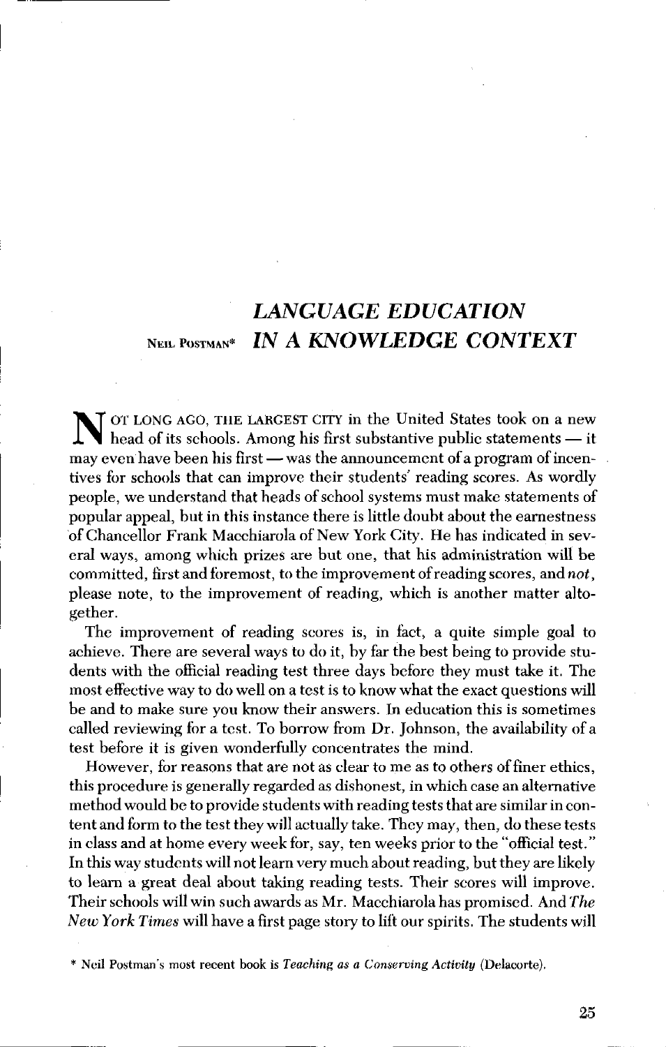# *LANGUAGE EDUCATION IN A KNOWLEDGE CONTEXT*

NEIL POSTMAN*

NOT LONG AGO, THE LARGEST CITY in the United States took on a new head of its schools. Among his first substantive public statements — it may even have been his first — was the announcement of a program of incentives for schools that can improve their students' reading scores. As wordly people, we understand that heads of school systems must make statements of popular appeal, but in this instance there is little doubt about the earnestness of Chancellor Frank Macchiarola of New York City. He has indicated in several ways, among which prizes are but one, that his administration will be committed, first and foremost, to the improvement of reading scores, and *not*, please note, to the improvement of reading, which is another matter altogether.

The improvement of reading scores is, in fact, a quite simple goal to achieve. There are several ways to do it, by far the best being to provide students with the official reading test three days before they must take it. The most effective way to do well on a test is to know what the exact questions will be and to make sure you know their answers. In education this is sometimes called reviewing for a test. To borrow from Dr. Johnson, the availability of a test before it is given wonderfully concentrates the mind.

However, for reasons that are not as clear to me as to others of finer ethics, this procedure is generally regarded as dishonest, in which case an alternative method would be to provide students with reading tests that are similar in content and form to the test they will actually take. They may, then, do these tests in class and at home every week for, say, ten weeks prior to the "official test." In this way students will not learn very much about reading, but they are likely to learn a great deal about taking reading tests. Their scores will improve. Their schools will win such awards as Mr. Macchiarola has promised. And *The New York Times* will have a first page story to lift our spirits. The students will

\* Neil Postman's most recent book is *Teaching as a Conserving Activity* (Delacorte).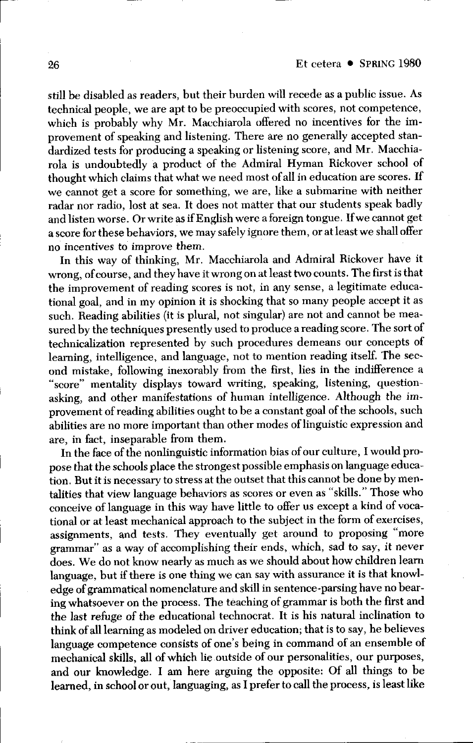still be disabled as readers, but their burden will recede as a public issue. As technical people, we are apt to be preoccupied with scores, not competence, which is probably why Mr. Macchiarola offered no incentives for the improvement of speaking and listening. There are no generally accepted standardized tests for producing a speaking or listening score, and Mr. Macchiarola is undoubtedly a product of the Admiral Hyman Rickover school of thought which claims that what we need most of all in education are scores. If we cannot get a score for something, we are, like a submarine with neither radar nor radio, lost at sea. It does not matter that our students speak badly and listen worse. Or write as if English were a foreign tongue. If we cannot get a score for these behaviors, we may safely ignore them, or at least we shall offer no incentives to improve them.

In this way of thinking, Mr. Macchiarola and Admiral Rickover have it wrong, of course, and they have it wrong on at least two counts. The first is that the improvement of reading scores is not, in any sense, a legitimate educational goal, and in my opinion it is shocking that so many people accept it as such. Reading abilities (it is plural, not singular) are not and cannot be measured by the techniques presently used to produce a reading score. The sort of technicalization represented by such procedures demeans our concepts of learning, intelligence, and language, not to mention reading itself. The second mistake, following inexorably from the first, lies in the indifference a "score" mentality displays toward writing, speaking, listening, question-asking, and other manifestations of human intelligence. Although the improvement of reading abilities ought to be a constant goal of the schools, such abilities are no more important than other modes of linguistic expression and are, in fact, inseparable from them.

In the face of the nonlinguistic information bias of our culture, I would propose that the schools place the strongest possible emphasis on language education. But it is necessary to stress at the outset that this cannot be done by mentalities that view language behaviors as scores or even as "skills." Those who conceive of language in this way have little to offer us except a kind of vocational or at least mechanical approach to the subject in the form of exercises, assignments, and tests. They eventually get around to proposing "more grammar" as a way of accomplishing their ends, which, sad to say, it never does. We do not know nearly as much as we should about how children learn language, but if there is one thing we can say with assurance it is that knowledge of grammatical nomenclature and skill in sentence-parsing have no bearing whatsoever on the process. The teaching of grammar is both the first and the last refuge of the educational technocrat. It is his natural inclination to think of all learning as modeled on driver education; that is to say, he believes language competence consists of one's being in command of an ensemble of mechanical skills, all of which lie outside of our personalities, our purposes, and our knowledge. I am here arguing the opposite: Of all things to be learned, in school or out, languaging, as I prefer to call the process, is least like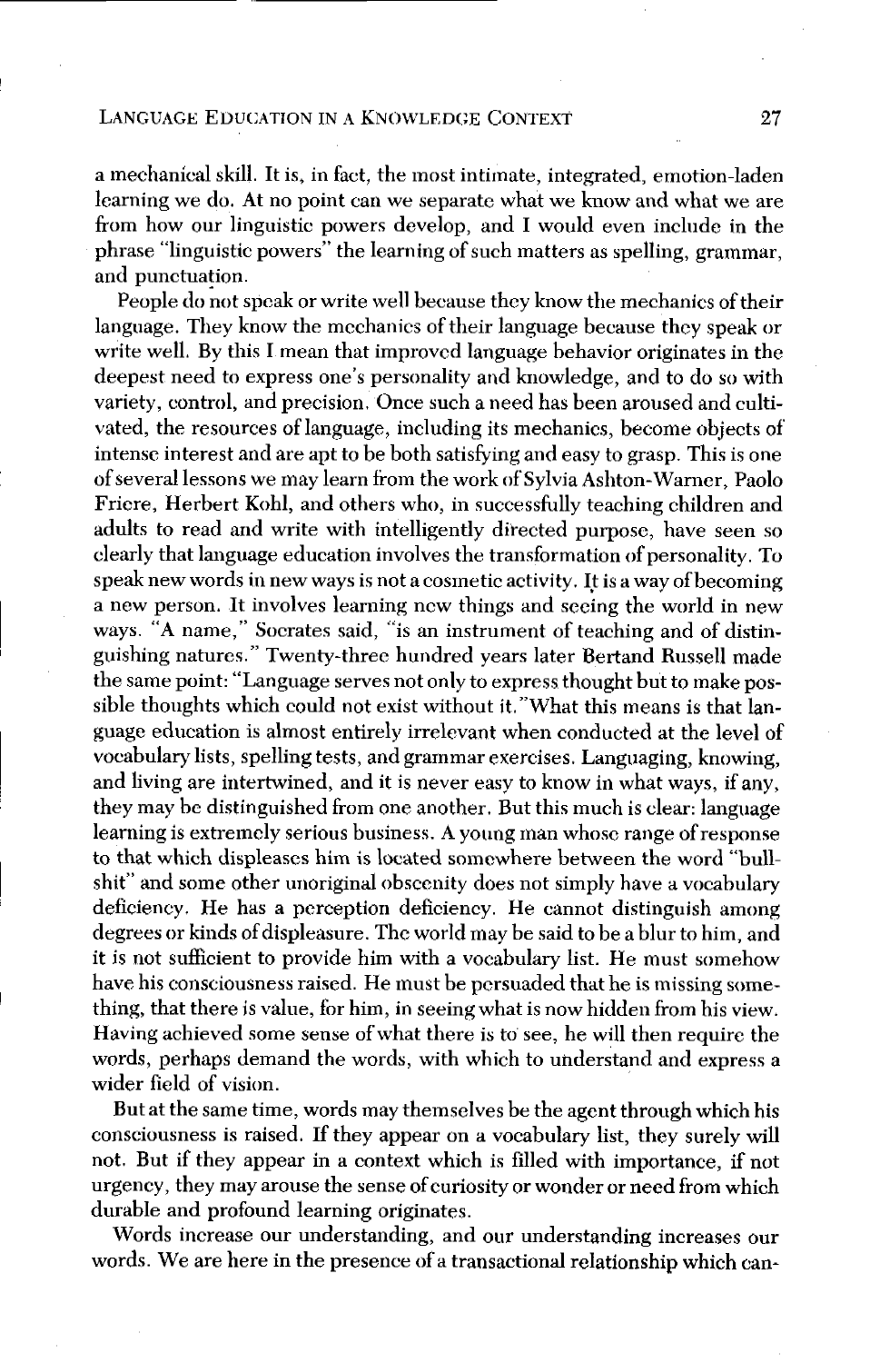a mechanical skill. It is, in fact, the most intimate, integrated, emotion-laden learning we do. At no point can we separate what we know and what we are from how our linguistic powers develop, and I would even include in the phrase "linguistic powers" the learning of such matters as spelling, grammar, and punctuation.

People do not speak or write well because they know the mechanics of their language. They know the mechanics of their language because they speak or write well. By this I mean that improved language behavior originates in the deepest need to express one's personality and knowledge, and to do so with variety, control, and precision. Once such a need has been aroused and cultivated, the resources of language, including its mechanics, become objects of intense interest and are apt to be both satisfying and easy to grasp. This is one of several lessons we may learn from the work of Sylvia Ashton-Warner, Paolo Friere, Herbert Kohl, and others who, in successfully teaching children and adults to read and write with intelligently directed purpose, have seen so clearly that language education involves the transformation of personality. To speak new words in new ways is not a cosmetic activity. It is a way of becoming a new person. It involves learning new things and seeing the world in new ways. "A name," Socrates said, "is an instrument of teaching and of distinguishing natures." Twenty-three hundred years later Bertand Russell made the same point: "Language serves not only to express thought but to make possible thoughts which could not exist without it."What this means is that language education is almost entirely irrelevant when conducted at the level of vocabulary lists, spelling tests, and grammar exercises. Languaging, knowing, and living are intertwined, and it is never easy to know in what ways, if any, they may be distinguished from one another. But this much is clear: language learning is extremely serious business. A young man whose range of response to that which displeases him is located somewhere between the word "bullshit" and some other unoriginal obscenity does not simply have a vocabulary deficiency. He has a perception deficiency. He cannot distinguish among degrees or kinds of displeasure. The world may be said to be a blur to him, and it is not sufficient to provide him with a vocabulary list. He must somehow have his consciousness raised. He must be persuaded that he is missing something, that there is value, for him, in seeing what is now hidden from his view. Having achieved some sense of what there is to see, he will then require the words, perhaps demand the words, with which to understand and express a wider field of vision.

But at the same time, words may themselves be the agent through which his consciousness is raised. If they appear on a vocabulary list, they surely will not. But if they appear in a context which is filled with importance, if not urgency, they may arouse the sense of curiosity or wonder or need from which durable and profound learning originates.

Words increase our understanding, and our understanding increases our words. We are here in the presence of a transactional relationship which can-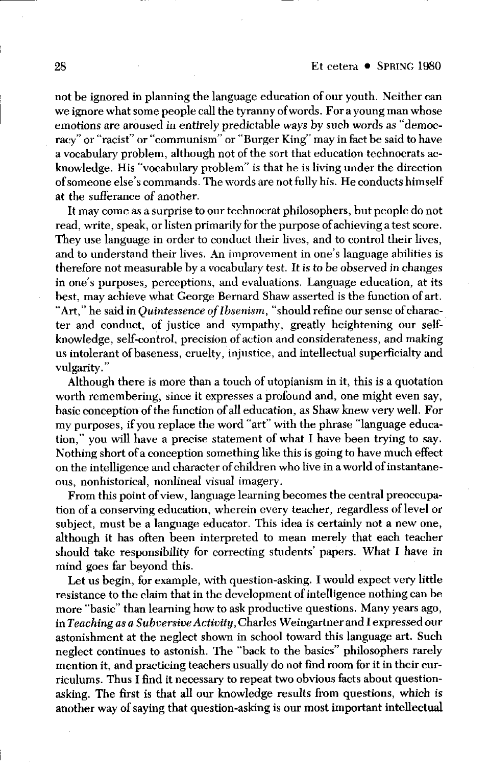not be ignored in planning the language education of our youth. Neither can we ignore what some people call the tyranny of words. For a young man whose emotions are aroused in entirely predictable ways by such words as "democracy" or "racist" or "communism" or "Burger King" may in fact be said to have a vocabulary problem, although not of the sort that education technocrats acknowledge. His "vocabulary problem" is that he is living under the direction of someone else's commands. The words are not fully his. He conducts himself at the sufferance of another.

It may come as a surprise to our technocrat philosophers, but people do not read, write, speak, or listen primarily for the purpose of achieving a test score. They use language in order to conduct their lives, and to control their lives, and to understand their lives. An improvement in one's language abilities is therefore not measurable by a vocabulary test. *It is to be observed in changes in one's purposes, perceptions, and evaluations.* Language education, at its best, may achieve what George Bernard Shaw asserted is the function of art. "Art," he said in *Quintessence of Ibsenism*, "should refine our sense of character and conduct, of justice and sympathy, greatly heightening our self-knowledge, self-control, precision of action and considerateness, and making us intolerant of baseness, cruelty, injustice, and intellectual superficialty and vulgarity."

Although there is more than a touch of utopianism in it, this is a quotation worth remembering, since it expresses a profound and, one might even say, basic conception of the function of all education, as Shaw knew very well. For my purposes, if you replace the word "art" with the phrase "language education," you will have a precise statement of what I have been trying to say. Nothing short of a conception something like this is going to have much effect on the intelligence and character of children who live in a world of instantaneous, nonhistorical, nonlineal visual imagery.

From this point of view, language learning becomes the central preoccupation of a conserving education, wherein every teacher, regardless of level or subject, must be a language educator. This idea is certainly not a new one, although it has often been interpreted to mean merely that each teacher should take responsibility for correcting students' papers. What I have in mind goes far beyond this.

Let us begin, for example, with question-asking. I would expect very little resistance to the claim that in the development of intelligence nothing can be more "basic" than learning how to ask productive questions. Many years ago, in *Teaching as a Subversive Activity*, Charles Weingartner and I expressed our astonishment at the neglect shown in school toward this language art. Such neglect continues to astonish. The "back to the basics" philosophers rarely mention it, and practicing teachers usually do not find room for it in their curriculums. Thus I find it necessary to repeat two obvious facts about question-asking. The first is that all our knowledge results from questions, which is another way of saying that question-asking is our most important intellectual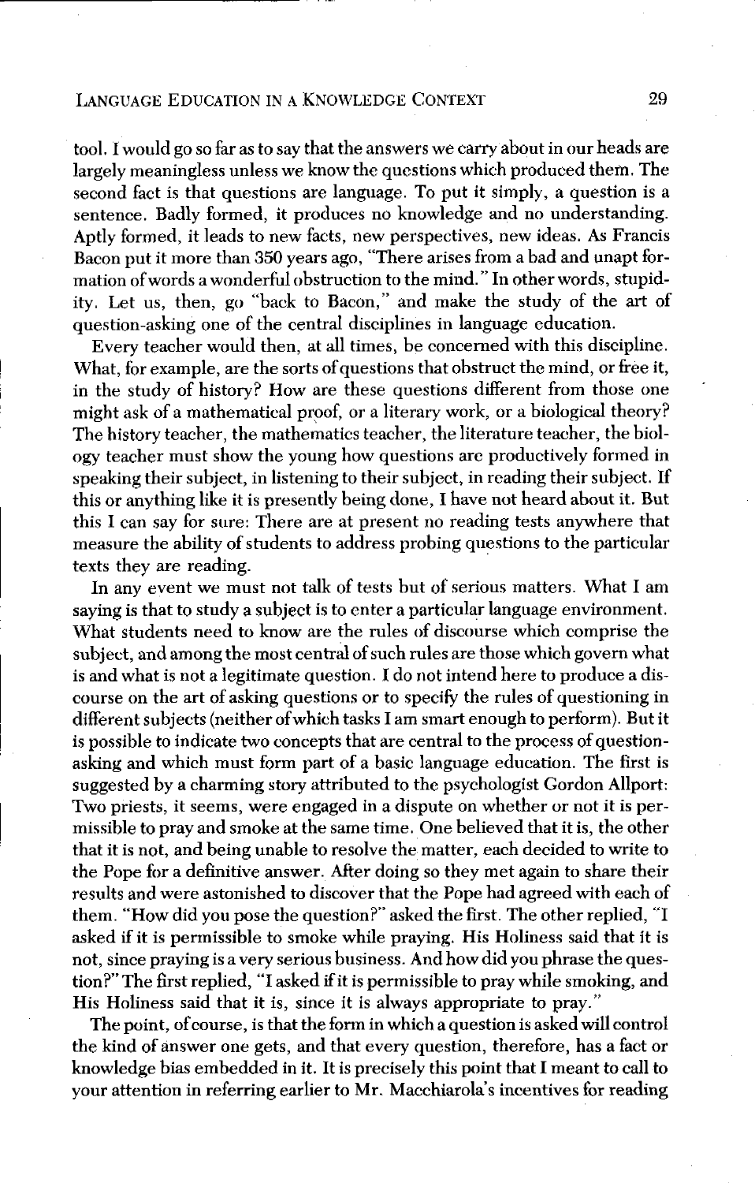tool. I would go so far as to say that the answers we carry about in our heads are largely meaningless unless we know the questions which produced them. The second fact is that questions are language. To put it simply, a question is a sentence. Badly formed, it produces no knowledge and no understanding. Aptly formed, it leads to new facts, new perspectives, new ideas. As Francis Bacon put it more than 350 years ago, "There arises from a bad and unapt formation of words a wonderful obstruction to the mind." In other words, stupidity. Let us, then, go "back to Bacon," and make the study of the art of question-asking one of the central disciplines in language education.

Every teacher would then, at all times, be concerned with this discipline. What, for example, are the sorts of questions that obstruct the mind, or free it, in the study of history? How are these questions different from those one might ask of a mathematical proof, or a literary work, or a biological theory? The history teacher, the mathematics teacher, the literature teacher, the biology teacher must show the young how questions are productively formed in speaking their subject, in listening to their subject, in reading their subject. If this or anything like it is presently being done, I have not heard about it. But this I can say for sure: There are at present no reading tests anywhere that measure the ability of students to address probing questions to the particular texts they are reading.

In any event we must not talk of tests but of serious matters. What I am saying is that to study a subject is to enter a particular language environment. What students need to know are the rules of discourse which comprise the subject, and among the most central of such rules are those which govern what is and what is not a legitimate question. I do not intend here to produce a discourse on the art of asking questions or to specify the rules of questioning in different subjects (neither of which tasks I am smart enough to perform). But it is possible to indicate two concepts that are central to the process of question-asking and which must form part of a basic language education. The first is suggested by a charming story attributed to the psychologist Gordon Allport: Two priests, it seems, were engaged in a dispute on whether or not it is permissible to pray and smoke at the same time. One believed that it is, the other that it is not, and being unable to resolve the matter, each decided to write to the Pope for a definitive answer. After doing so they met again to share their results and were astonished to discover that the Pope had agreed with each of them. "How did you pose the question?" asked the first. The other replied, "I asked if it is permissible to smoke while praying. His Holiness said that it is not, since praying is a very serious business. And how did you phrase the question?" The first replied, "I asked if it is permissible to pray while smoking, and His Holiness said that it is, since it is always appropriate to pray."

The point, of course, is that the form in which a question is asked will control the kind of answer one gets, and that every question, therefore, has a fact or knowledge bias embedded in it. It is precisely this point that I meant to call to your attention in referring earlier to Mr. Macchiarola's incentives for reading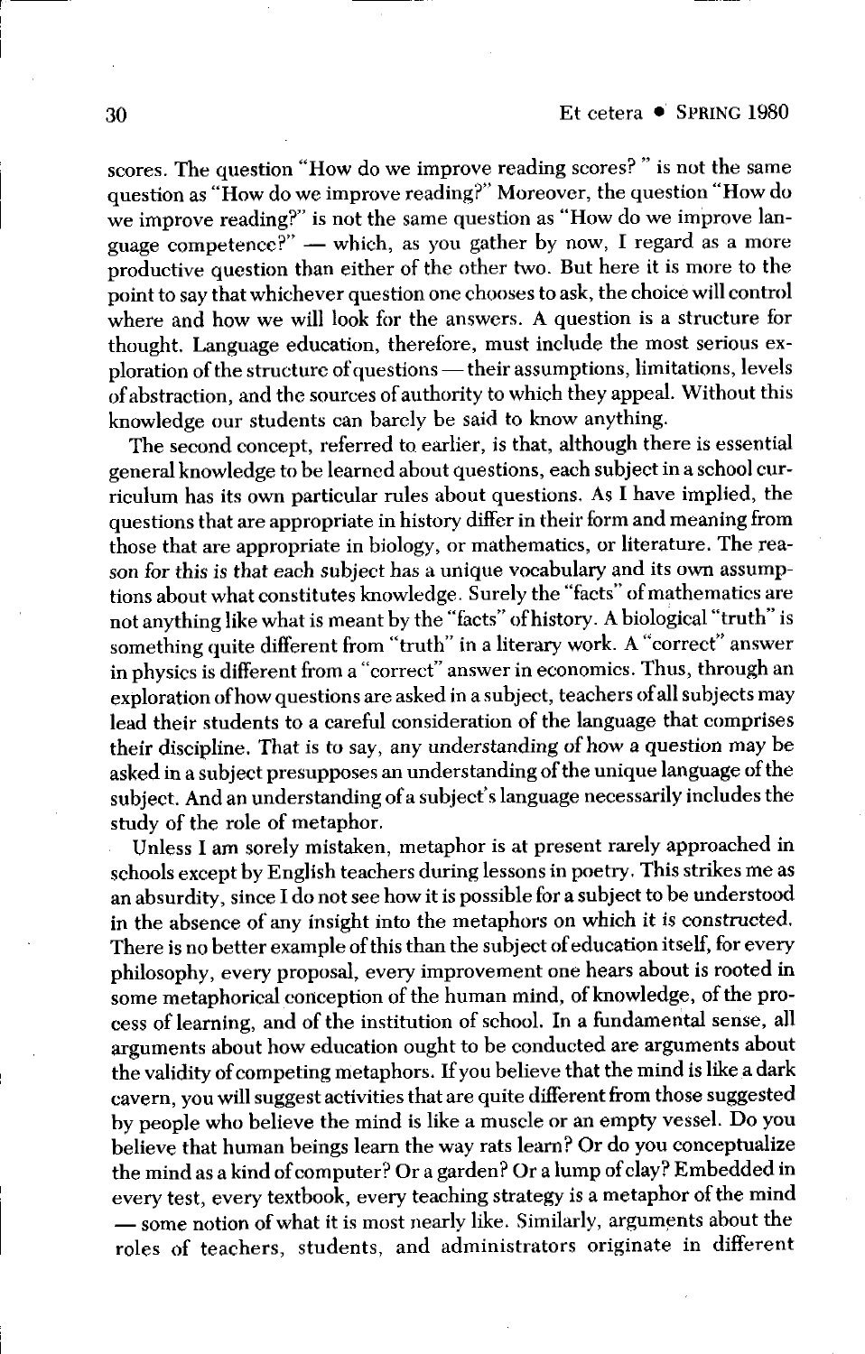scores. The question "How do we improve reading scores?" is not the same question as "How do we improve reading?" Moreover, the question "How do we improve reading?" is not the same question as "How do we improve language competence?" — which, as you gather by now, I regard as a more productive question than either of the other two. But here it is more to the point to say that whichever question one chooses to ask, the choice will control where and how we will look for the answers. A question is a structure for thought. Language education, therefore, must include the most serious exploration of the structure of questions — their assumptions, limitations, levels of abstraction, and the sources of authority to which they appeal. Without this knowledge our students can barely be said to know anything.

The second concept, referred to earlier, is that, although there is essential general knowledge to be learned about questions, each subject in a school curriculum has its own particular rules about questions. As I have implied, the questions that are appropriate in history differ in their form and meaning from those that are appropriate in biology, or mathematics, or literature. The reason for this is that each subject has a unique vocabulary and its own assumptions about what constitutes knowledge. Surely the "facts" of mathematics are not anything like what is meant by the "facts" of history. A biological "truth" is something quite different from "truth" in a literary work. A "correct" answer in physics is different from a "correct" answer in economics. Thus, through an exploration of how questions are asked in a subject, teachers of all subjects may lead their students to a careful consideration of the language that comprises their discipline. That is to say, any understanding of how a question may be asked in a subject presupposes an understanding of the unique language of the subject. And an understanding of a subject's language necessarily includes the study of the role of metaphor.

Unless I am sorely mistaken, metaphor is at present rarely approached in schools except by English teachers during lessons in poetry. This strikes me as an absurdity, since I do not see how it is possible for a subject to be understood in the absence of any insight into the metaphors on which it is constructed. There is no better example of this than the subject of education itself, for every philosophy, every proposal, every improvement one hears about is rooted in some metaphorical conception of the human mind, of knowledge, of the process of learning, and of the institution of school. In a fundamental sense, all arguments about how education ought to be conducted are arguments about the validity of competing metaphors. If you believe that the mind is like a dark cavern, you will suggest activities that are quite different from those suggested by people who believe the mind is like a muscle or an empty vessel. Do you believe that human beings learn the way rats learn? Or do you conceptualize the mind as a kind of computer? Or a garden? Or a lump of clay? Embedded in every test, every textbook, every teaching strategy is a metaphor of the mind — some notion of what it is most nearly like. Similarly, arguments about the roles of teachers, students, and administrators originate in different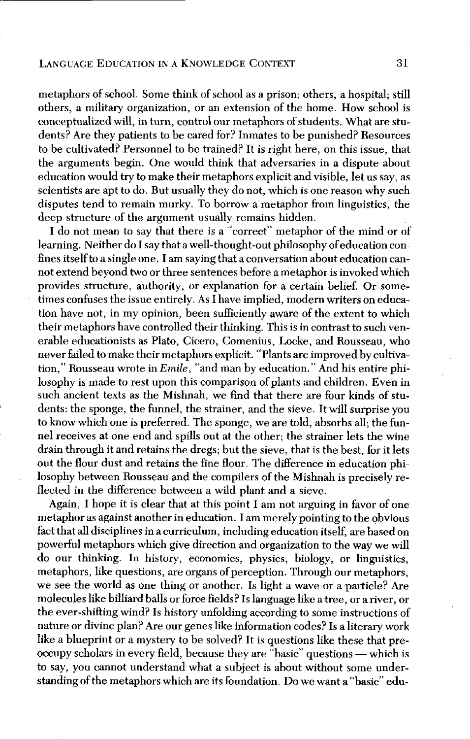metaphors of school. Some think of school as a prison; others, a hospital; still others, a military organization, or an extension of the home. How school is conceptualized will, in turn, control our metaphors of students. What are students? Are they patients to be cared for? Inmates to be punished? Resources to be cultivated? Personnel to be trained? It is right here, on this issue, that the arguments begin. One would think that adversaries in a dispute about education would try to make their metaphors explicit and visible, let us say, as scientists are apt to do. But usually they do not, which is one reason why such disputes tend to remain murky. To borrow a metaphor from linguistics, the deep structure of the argument usually remains hidden.

I do not mean to say that there is a "correct" metaphor of the mind or of learning. Neither do I say that a well-thought-out philosophy of education confines itself to a single one. I am saying that a conversation about education cannot extend beyond two or three sentences before a metaphor is invoked which provides structure, authority, or explanation for a certain belief. Or sometimes confuses the issue entirely. As I have implied, modern writers on education have not, in my opinion, been sufficiently aware of the extent to which their metaphors have controlled their thinking. This is in contrast to such venerable educationists as Plato, Cicero, Comenius, Locke, and Rousseau, who never failed to make their metaphors explicit. "Plants are improved by cultivation," Rousseau wrote in *Emile*, "and man by education." And his entire philosophy is made to rest upon this comparison of plants and children. Even in such ancient texts as the Mishnah, we find that there are four kinds of students: the sponge, the funnel, the strainer, and the sieve. It will surprise you to know which one is preferred. The sponge, we are told, absorbs all; the funnel receives at one end and spills out at the other; the strainer lets the wine drain through it and retains the dregs; but the sieve, that is the best, for it lets out the flour dust and retains the fine flour. The difference in education philosophy between Rousseau and the compilers of the Mishnah is precisely reflected in the difference between a wild plant and a sieve.

Again, I hope it is clear that at this point I am not arguing in favor of one metaphor as against another in education. I am merely pointing to the obvious fact that all disciplines in a curriculum, including education itself, are based on powerful metaphors which give direction and organization to the way we will do our thinking. In history, economics, physics, biology, or linguistics, metaphors, like questions, are organs of perception. Through our metaphors, we see the world as one thing or another. Is light a wave or a particle? Are molecules like billiard balls or force fields? Is language like a tree, or a river, or the ever-shifting wind? Is history unfolding according to some instructions of nature or divine plan? Are our genes like information codes? Is a literary work like a blueprint or a mystery to be solved? It is questions like these that preoccupy scholars in every field, because they are "basic" questions — which is to say, you cannot understand what a subject is about without some understanding of the metaphors which are its foundation. Do we want a "basic" edu-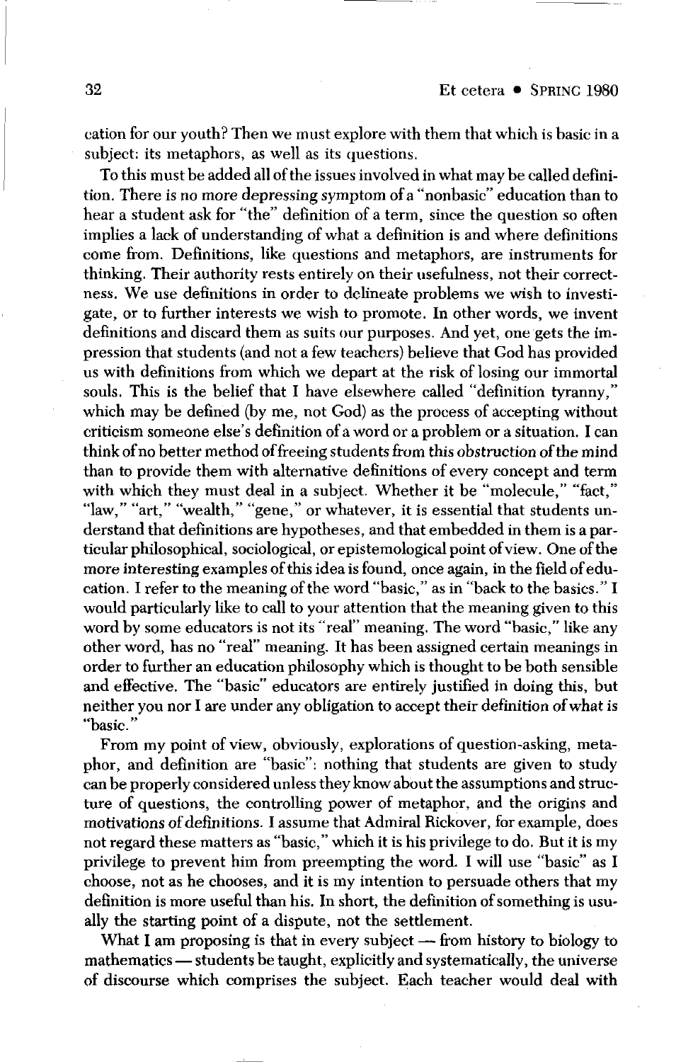cation for our youth? Then we must explore with them that which is basic in a subject: its metaphors, as well as its questions.

To this must be added all of the issues involved in what may be called definition. There is no more depressing symptom of a "nonbasic" education than to hear a student ask for "the" definition of a term, since the question so often implies a lack of understanding of what a definition is and where definitions come from. Definitions, like questions and metaphors, are instruments for thinking. Their authority rests entirely on their usefulness, not their correctness. We use definitions in order to delineate problems we wish to investigate, or to further interests we wish to promote. In other words, we invent definitions and discard them as suits our purposes. And yet, one gets the impression that students (and not a few teachers) believe that God has provided us with definitions from which we depart at the risk of losing our immortal souls. This is the belief that I have elsewhere called "definition tyranny," which may be defined (by me, not God) as the process of accepting without criticism someone else's definition of a word or a problem or a situation. I can think of no better method of freeing students from this obstruction of the mind than to provide them with alternative definitions of every concept and term with which they must deal in a subject. Whether it be "molecule," "fact," "law," "art," "wealth," "gene," or whatever, it is essential that students understand that definitions are hypotheses, and that embedded in them is a particular philosophical, sociological, or epistemological point of view. One of the more interesting examples of this idea is found, once again, in the field of education. I refer to the meaning of the word "basic," as in "back to the basics." I would particularly like to call to your attention that the meaning given to this word by some educators is not its "real" meaning. The word "basic," like any other word, has no "real" meaning. It has been assigned certain meanings in order to further an education philosophy which is thought to be both sensible and effective. The "basic" educators are entirely justified in doing this, but neither you nor I are under any obligation to accept their definition of what is "basic."

From my point of view, obviously, explorations of question-asking, metaphor, and definition are "basic": nothing that students are given to study can be properly considered unless they know about the assumptions and structure of questions, the controlling power of metaphor, and the origins and motivations of definitions. I assume that Admiral Rickover, for example, does not regard these matters as "basic," which it is his privilege to do. But it is my privilege to prevent him from preempting the word. I will use "basic" as I choose, not as he chooses, and it is my intention to persuade others that my definition is more useful than his. In short, the definition of something is usually the starting point of a dispute, not the settlement.

What I am proposing is that in every subject — from history to biology to mathematics — students be taught, explicitly and systematically, the universe of discourse which comprises the subject. Each teacher would deal with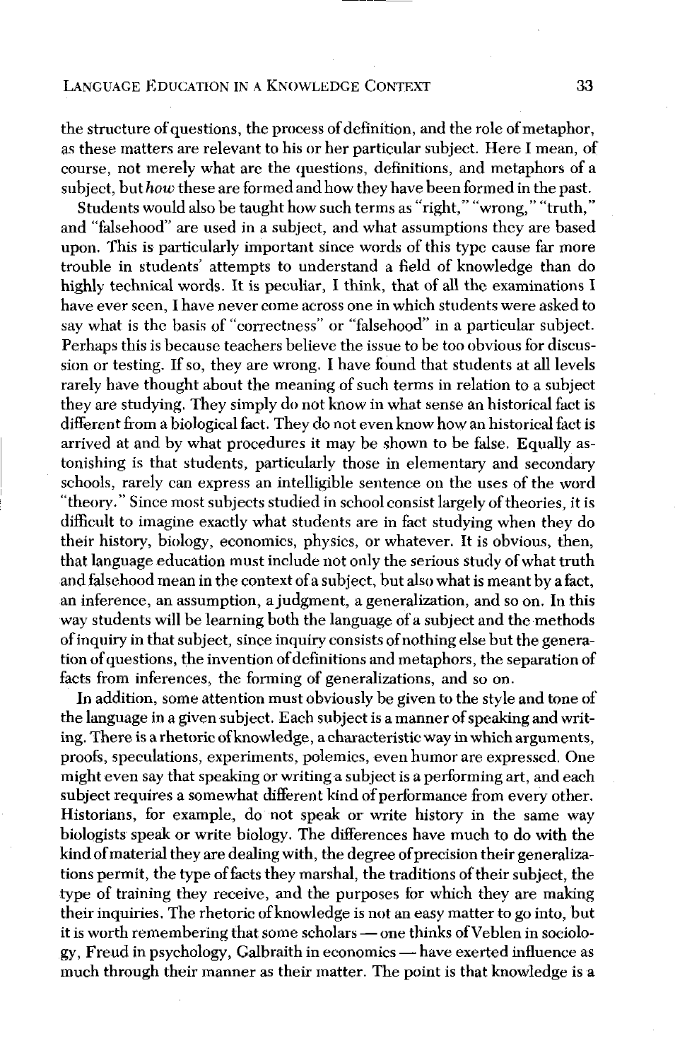the structure of questions, the process of definition, and the role of metaphor, as these matters are relevant to his or her particular subject. Here I mean, of course, not merely what are the questions, definitions, and metaphors of a subject, but *how* these are formed and how they have been formed in the past.

Students would also be taught how such terms as "right," "wrong," "truth," and "falsehood" are used in a subject, and what assumptions they are based upon. This is particularly important since words of this type cause far more trouble in students' attempts to understand a field of knowledge than do highly technical words. It is peculiar, I think, that of all the examinations I have ever seen, I have never come across one in which students were asked to say what is the basis of "correctness" or "falsehood" in a particular subject. Perhaps this is because teachers believe the issue to be too obvious for discussion or testing. If so, they are wrong. I have found that students at all levels rarely have thought about the meaning of such terms in relation to a subject they are studying. They simply do not know in what sense an historical fact is different from a biological fact. They do not even know how an historical fact is arrived at and by what procedures it may be shown to be false. Equally astonishing is that students, particularly those in elementary and secondary schools, rarely can express an intelligible sentence on the uses of the word "theory." Since most subjects studied in school consist largely of theories, it is difficult to imagine exactly what students are in fact studying when they do their history, biology, economics, physics, or whatever. It is obvious, then, that language education must include not only the serious study of what truth and falsehood mean in the context of a subject, but also what is meant by a fact, an inference, an assumption, a judgment, a generalization, and so on. In this way students will be learning both the language of a subject and the methods of inquiry in that subject, since inquiry consists of nothing else but the generation of questions, the invention of definitions and metaphors, the separation of facts from inferences, the forming of generalizations, and so on.

In addition, some attention must obviously be given to the style and tone of the language in a given subject. Each subject is a manner of speaking and writing. There is a rhetoric of knowledge, a characteristic way in which arguments, proofs, speculations, experiments, polemics, even humor are expressed. One might even say that speaking or writing a subject is a performing art, and each subject requires a somewhat different kind of performance from every other. Historians, for example, do not speak or write history in the same way biologists speak or write biology. The differences have much to do with the kind of material they are dealing with, the degree of precision their generalizations permit, the type of facts they marshal, the traditions of their subject, the type of training they receive, and the purposes for which they are making their inquiries. The rhetoric of knowledge is not an easy matter to go into, but it is worth remembering that some scholars — one thinks of Veblen in sociology, Freud in psychology, Galbraith in economics — have exerted influence as much through their manner as their matter. The point is that knowledge is a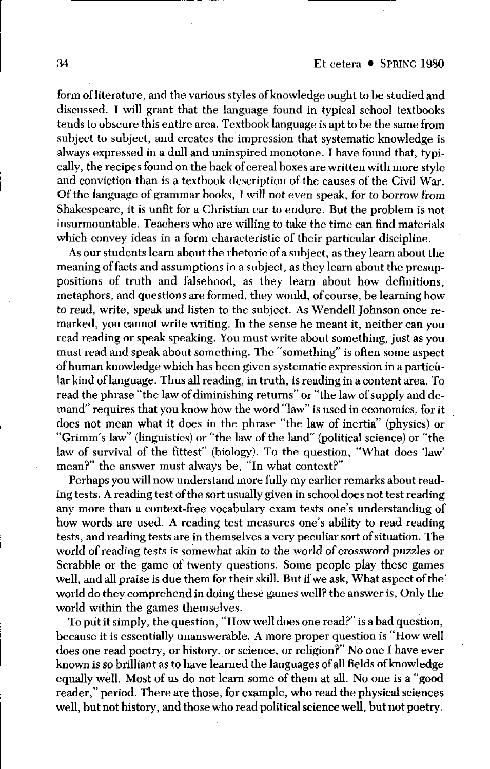form of literature, and the various styles of knowledge ought to be studied and discussed. I will grant that the language found in typical school textbooks tends to obscure this entire area. Textbook language is apt to be the same from subject to subject, and creates the impression that systematic knowledge is always expressed in a dull and uninspired monotone. I have found that, typically, the recipes found on the back of cereal boxes are written with more style and conviction than is a textbook description of the causes of the Civil War. Of the language of grammar books, I will not even speak, for to borrow from Shakespeare, it is unfit for a Christian ear to endure. But the problem is not insurmountable. Teachers who are willing to take the time can find materials which convey ideas in a form characteristic of their particular discipline.

As our students learn about the rhetoric of a subject, as they learn about the meaning of facts and assumptions in a subject, as they learn about the presuppositions of truth and falsehood, as they learn about how definitions, metaphors, and questions are formed, they would, of course, be learning how to read, write, speak and listen to the subject. As Wendell Johnson once remarked, you cannot write writing. In the sense he meant it, neither can you read reading or speak speaking. You must write about something, just as you must read and speak about something. The "something" is often some aspect of human knowledge which has been given systematic expression in a particular kind of language. Thus all reading, in truth, is reading in a content area. To read the phrase "the law of diminishing returns" or "the law of supply and demand" requires that you know how the word "law" is used in economics, for it does not mean what it does in the phrase "the law of inertia" (physics) or "Grimm's law" (linguistics) or "the law of the land" (political science) or "the law of survival of the fittest" (biology). To the question, "What does 'law' mean?" the answer must always be, "In what context?"

Perhaps you will now understand more fully my earlier remarks about reading tests. A reading test of the sort usually given in school does not test reading any more than a context-free vocabulary exam tests one's understanding of how words are used. A reading test measures one's ability to read reading tests, and reading tests are in themselves a very peculiar sort of situation. The world of reading tests is somewhat akin to the world of crossword puzzles or Scrabble or the game of twenty questions. Some people play these games well, and all praise is due them for their skill. But if we ask, What aspect of the world do they comprehend in doing these games well? the answer is, Only the world within the games themselves.

To put it simply, the question, "How well does one read?" is a bad question, because it is essentially unanswerable. A more proper question is "How well does one read poetry, or history, or science, or religion?" No one I have ever known is so brilliant as to have learned the languages of all fields of knowledge equally well. Most of us do not learn some of them at all. No one is a "good reader," period. There are those, for example, who read the physical sciences well, but not history, and those who read political science well, but not poetry.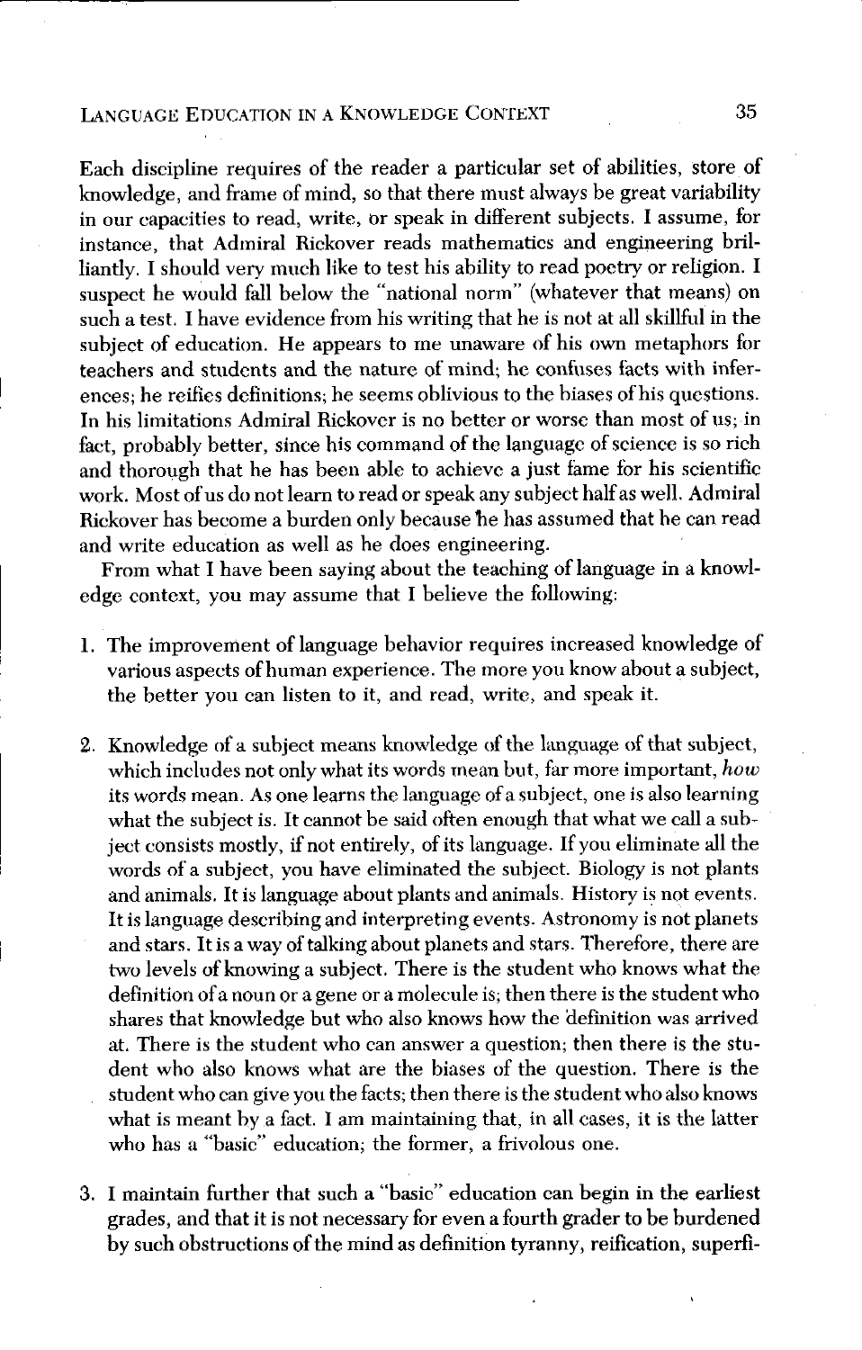Each discipline requires of the reader a particular set of abilities, store of knowledge, and frame of mind, so that there must always be great variability in our capacities to read, write, or speak in different subjects. I assume, for instance, that Admiral Rickover reads mathematics and engineering brilliantly. I should very much like to test his ability to read poetry or religion. I suspect he would fall below the "national norm" (whatever that means) on such a test. I have evidence from his writing that he is not at all skillful in the subject of education. He appears to me unaware of his own metaphors for teachers and students and the nature of mind; he confuses facts with inferences; he reifies definitions; he seems oblivious to the biases of his questions. In his limitations Admiral Rickover is no better or worse than most of us; in fact, probably better, since his command of the language of science is so rich and thorough that he has been able to achieve a just fame for his scientific work. Most of us do not learn to read or speak any subject half as well. Admiral Rickover has become a burden only because he has assumed that he can read and write education as well as he does engineering.

From what I have been saying about the teaching of language in a knowledge context, you may assume that I believe the following:

1. The improvement of language behavior requires increased knowledge of various aspects of human experience. The more you know about a subject, the better you can listen to it, and read, write, and speak it.

2. Knowledge of a subject means knowledge of the language of that subject, which includes not only what its words mean but, far more important, *how* its words mean. As one learns the language of a subject, one is also learning what the subject is. It cannot be said often enough that what we call a subject consists mostly, if not entirely, of its language. If you eliminate all the words of a subject, you have eliminated the subject. Biology is not plants and animals. It is language about plants and animals. History is not events. It is language describing and interpreting events. Astronomy is not planets and stars. It is a way of talking about planets and stars. Therefore, there are two levels of knowing a subject. There is the student who knows what the definition of a noun or a gene or a molecule is; then there is the student who shares that knowledge but who also knows how the definition was arrived at. There is the student who can answer a question; then there is the student who also knows what are the biases of the question. There is the student who can give you the facts; then there is the student who also knows what is meant by a fact. I am maintaining that, in all cases, it is the latter who has a "basic" education; the former, a frivolous one.

3. I maintain further that such a "basic" education can begin in the earliest grades, and that it is not necessary for even a fourth grader to be burdened by such obstructions of the mind as definition tyranny, reification, superfi-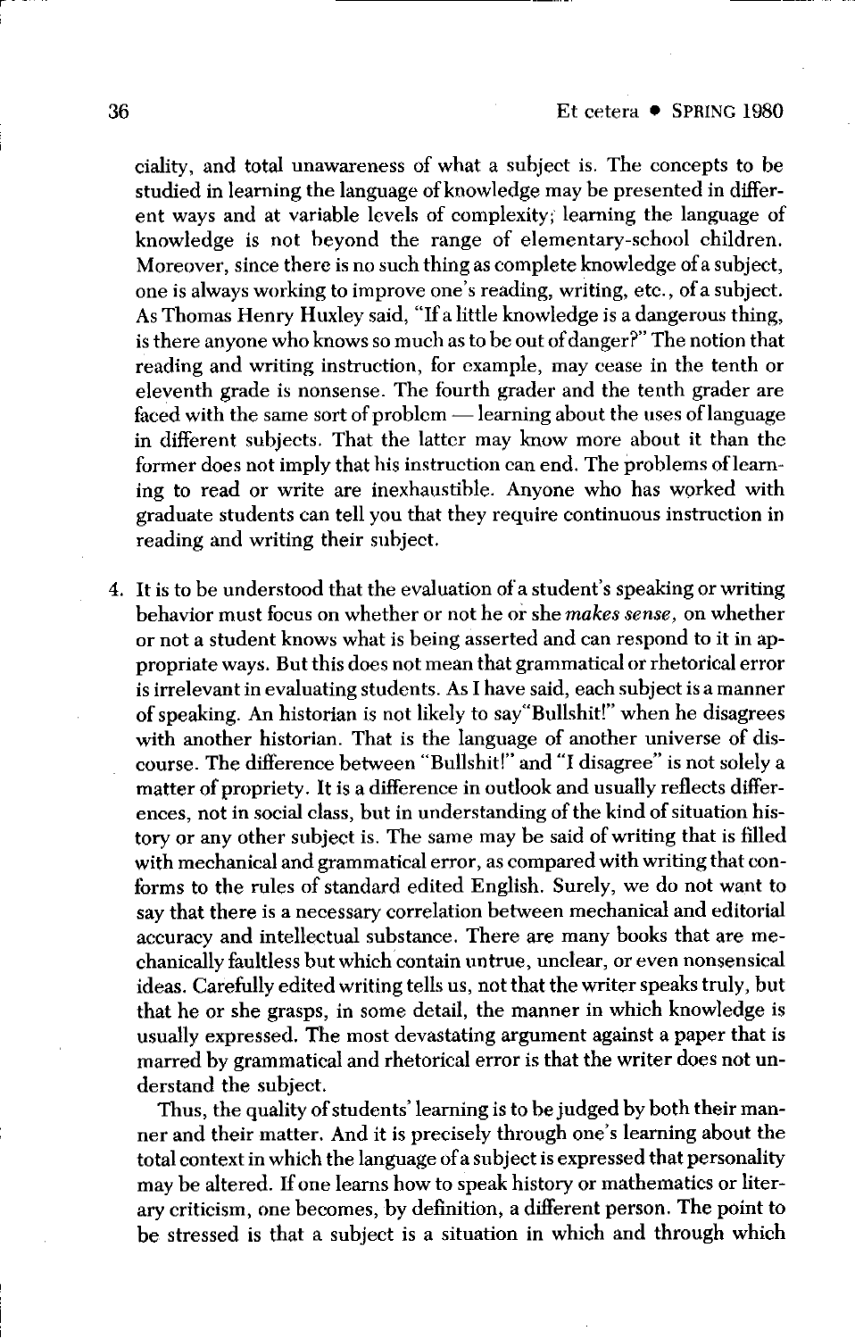ciality, and total unawareness of what a subject is. The concepts to be studied in learning the language of knowledge may be presented in different ways and at variable levels of complexity; learning the language of knowledge is not beyond the range of elementary-school children. Moreover, since there is no such thing as complete knowledge of a subject, one is always working to improve one's reading, writing, etc., of a subject. As Thomas Henry Huxley said, "If a little knowledge is a dangerous thing, is there anyone who knows so much as to be out of danger?" The notion that reading and writing instruction, for example, may cease in the tenth or eleventh grade is nonsense. The fourth grader and the tenth grader are faced with the same sort of problem — learning about the uses of language in different subjects. That the latter may know more about it than the former does not imply that his instruction can end. The problems of learning to read or write are inexhaustible. Anyone who has worked with graduate students can tell you that they require continuous instruction in reading and writing their subject.

4. It is to be understood that the evaluation of a student's speaking or writing behavior must focus on whether or not he or she *makes sense*, on whether or not a student knows what is being asserted and can respond to it in appropriate ways. But this does not mean that grammatical or rhetorical error is irrelevant in evaluating students. As I have said, each subject is a manner of speaking. An historian is not likely to say "Bullshit!" when he disagrees with another historian. That is the language of another universe of discourse. The difference between "Bullshit!" and "I disagree" is not solely a matter of propriety. It is a difference in outlook and usually reflects differences, not in social class, but in understanding of the kind of situation history or any other subject is. The same may be said of writing that is filled with mechanical and grammatical error, as compared with writing that conforms to the rules of standard edited English. Surely, we do not want to say that there is a necessary correlation between mechanical and editorial accuracy and intellectual substance. There are many books that are mechanically faultless but which contain untrue, unclear, or even nonsensical ideas. Carefully edited writing tells us, not that the writer speaks truly, but that he or she grasps, in some detail, the manner in which knowledge is usually expressed. The most devastating argument against a paper that is marred by grammatical and rhetorical error is that the writer does not understand the subject.

   Thus, the quality of students' learning is to be judged by both their manner and their matter. And it is precisely through one's learning about the total context in which the language of a subject is expressed that personality may be altered. If one learns how to speak history or mathematics or literary criticism, one becomes, by definition, a different person. The point to be stressed is that a subject is a situation in which and through which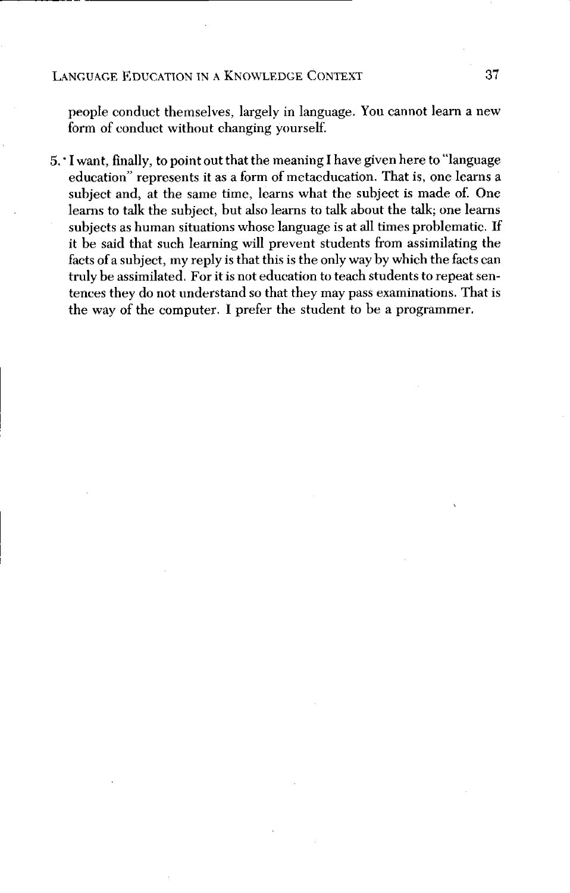people conduct themselves, largely in language. You cannot learn a new form of conduct without changing yourself.

5. I want, finally, to point out that the meaning I have given here to "language education" represents it as a form of metaeducation. That is, one learns a subject and, at the same time, learns what the subject is made of. One learns to talk the subject, but also learns to talk about the talk; one learns subjects as human situations whose language is at all times problematic. If it be said that such learning will prevent students from assimilating the facts of a subject, my reply is that this is the only way by which the facts can truly be assimilated. For it is not education to teach students to repeat sentences they do not understand so that they may pass examinations. That is the way of the computer. I prefer the student to be a programmer.